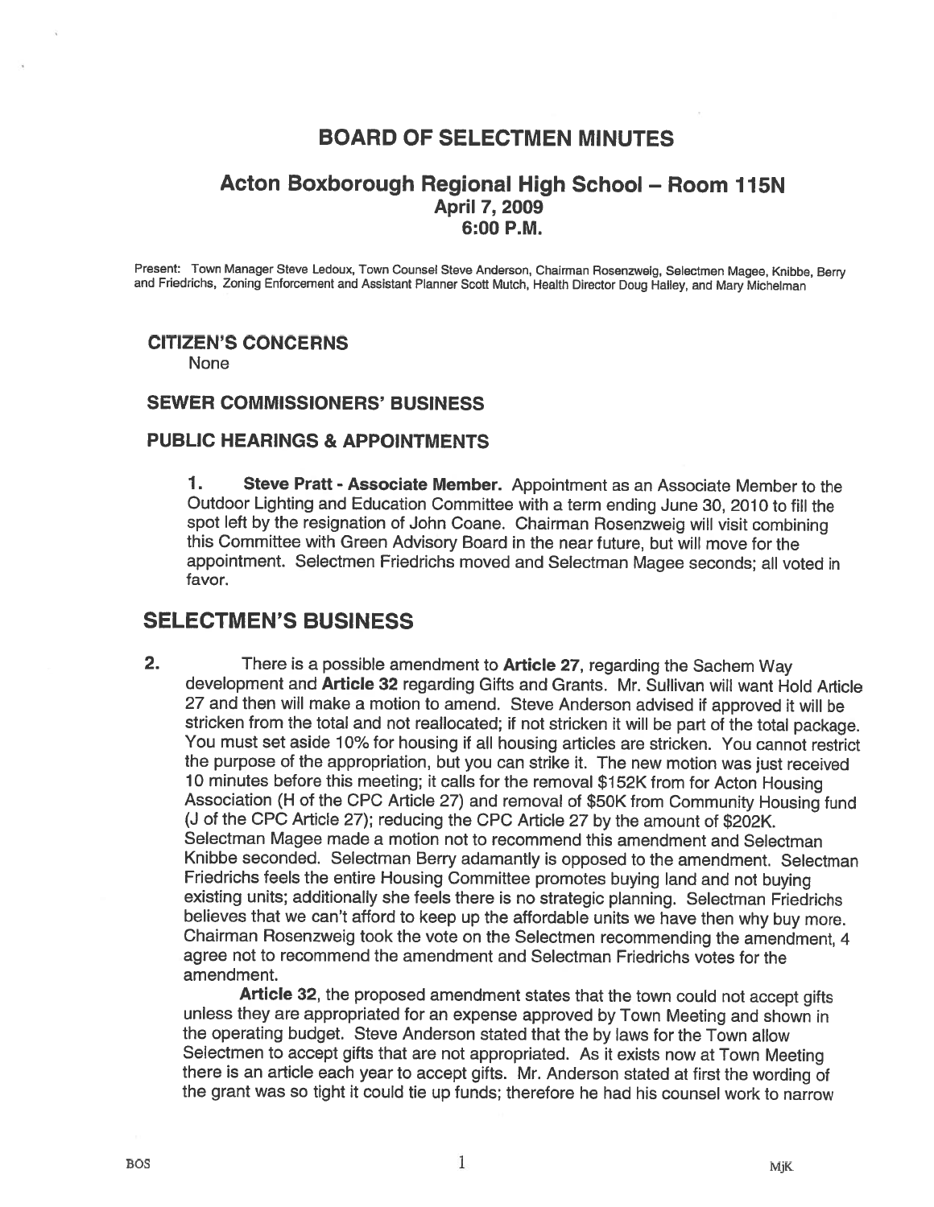# BOARD OF SELECTMEN MINUTES

## Acton Boxborough Regional High School – Room 115N
### April 7, 2009
### 6:00 P.M.

Present: Town Manager Steve Ledoux, Town Counsel Steve Anderson, Chairman Rosenzweig, Selectmen Magee, Knibbe, Berry and Friedrichs, Zoning Enforcement and Assistant Planner Scott Mutch, Health Director Doug Halley, and Mary Michelman

### CITIZEN'S CONCERNS

None

### SEWER COMMISSIONERS' BUSINESS

### PUBLIC HEARINGS & APPOINTMENTS

1. **Steve Pratt - Associate Member.** Appointment as an Associate Member to the Outdoor Lighting and Education Committee with a term ending June 30, 2010 to fill the spot left by the resignation of John Coane. Chairman Rosenzweig will visit combining this Committee with Green Advisory Board in the near future, but will move for the appointment. Selectmen Friedrichs moved and Selectman Magee seconds; all voted in favor.

## SELECTMEN'S BUSINESS

2. There is a possible amendment to **Article 27**, regarding the Sachem Way development and **Article 32** regarding Gifts and Grants. Mr. Sullivan will want Hold Article 27 and then will make a motion to amend. Steve Anderson advised if approved it will be stricken from the total and not reallocated; if not stricken it will be part of the total package. You must set aside 10% for housing if all housing articles are stricken. You cannot restrict the purpose of the appropriation, but you can strike it. The new motion was just received 10 minutes before this meeting; it calls for the removal $152K from for Acton Housing Association (H of the CPC Article 27) and removal of $50K from Community Housing fund (J of the CPC Article 27); reducing the CPC Article 27 by the amount of $202K. Selectman Magee made a motion not to recommend this amendment and Selectman Knibbe seconded. Selectman Berry adamantly is opposed to the amendment. Selectman Friedrichs feels the entire Housing Committee promotes buying land and not buying existing units; additionally she feels there is no strategic planning. Selectman Friedrichs believes that we can't afford to keep up the affordable units we have then why buy more. Chairman Rosenzweig took the vote on the Selectmen recommending the amendment, 4 agree not to recommend the amendment and Selectman Friedrichs votes for the amendment.

   **Article 32**, the proposed amendment states that the town could not accept gifts unless they are appropriated for an expense approved by Town Meeting and shown in the operating budget. Steve Anderson stated that the by laws for the Town allow Selectmen to accept gifts that are not appropriated. As it exists now at Town Meeting there is an article each year to accept gifts. Mr. Anderson stated at first the wording of the grant was so tight it could tie up funds; therefore he had his counsel work to narrow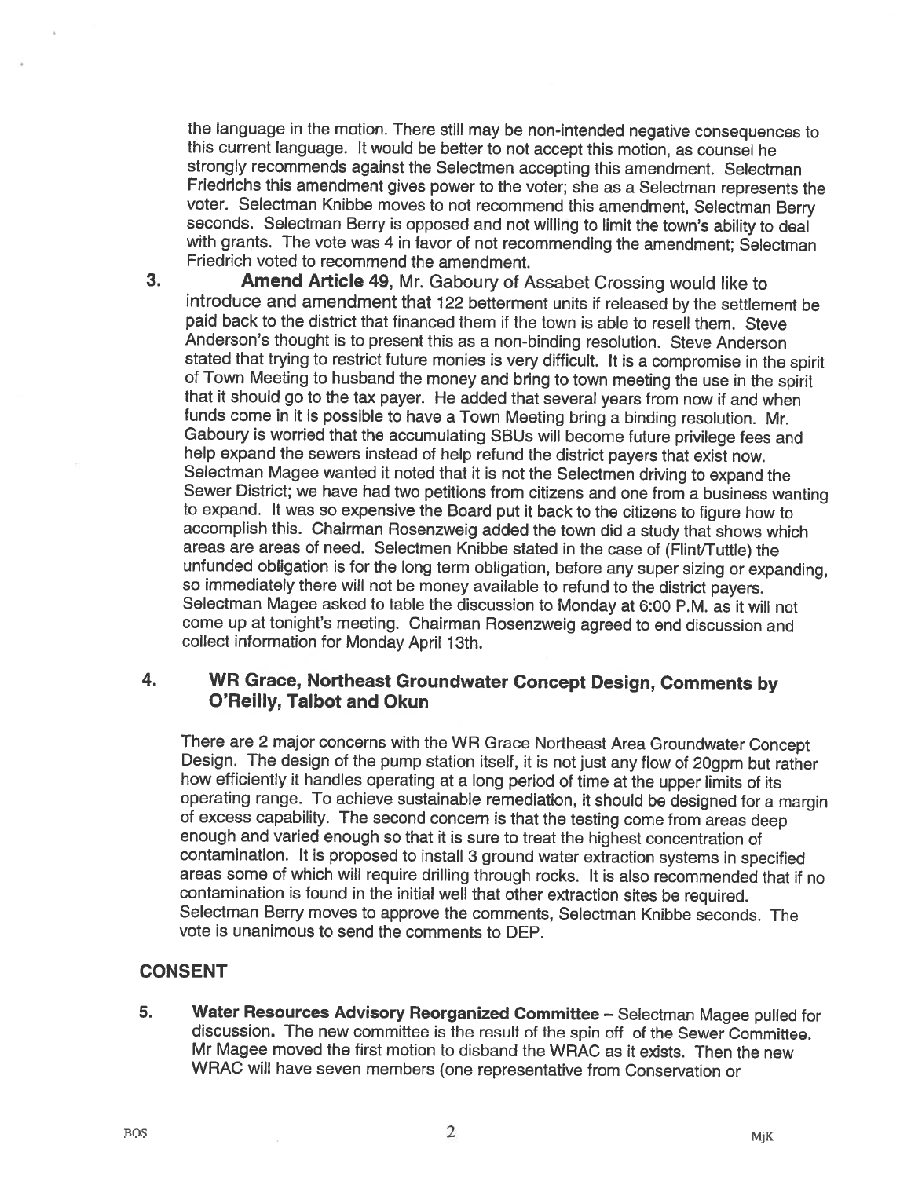the language in the motion. There still may be non-intended negative consequences to this current language. It would be better to not accept this motion, as counsel he strongly recommends against the Selectmen accepting this amendment. Selectman Friedrichs this amendment gives power to the voter; she as a Selectman represents the voter. Selectman Knibbe moves to not recommend this amendment, Selectman Berry seconds. Selectman Berry is opposed and not willing to limit the town's ability to deal with grants. The vote was 4 in favor of not recommending the amendment; Selectman Friedrich voted to recommend the amendment.

3. **Amend Article 49**, Mr. Gaboury of Assabet Crossing would like to introduce and amendment that 122 betterment units if released by the settlement be paid back to the district that financed them if the town is able to resell them. Steve Anderson's thought is to present this as a non-binding resolution. Steve Anderson stated that trying to restrict future monies is very difficult. It is a compromise in the spirit of Town Meeting to husband the money and bring to town meeting the use in the spirit that it should go to the tax payer. He added that several years from now if and when funds come in it is possible to have a Town Meeting bring a binding resolution. Mr. Gaboury is worried that the accumulating SBUs will become future privilege fees and help expand the sewers instead of help refund the district payers that exist now. Selectman Magee wanted it noted that it is not the Selectmen driving to expand the Sewer District; we have had two petitions from citizens and one from a business wanting to expand. It was so expensive the Board put it back to the citizens to figure how to accomplish this. Chairman Rosenzweig added the town did a study that shows which areas are areas of need. Selectmen Knibbe stated in the case of (Flint/Tuttle) the unfunded obligation is for the long term obligation, before any super sizing or expanding, so immediately there will not be money available to refund to the district payers. Selectman Magee asked to table the discussion to Monday at 6:00 P.M. as it will not come up at tonight's meeting. Chairman Rosenzweig agreed to end discussion and collect information for Monday April 13th.

### 4. WR Grace, Northeast Groundwater Concept Design, Comments by O'Reilly, Talbot and Okun

There are 2 major concerns with the WR Grace Northeast Area Groundwater Concept Design. The design of the pump station itself, it is not just any flow of 20gpm but rather how efficiently it handles operating at a long period of time at the upper limits of its operating range. To achieve sustainable remediation, it should be designed for a margin of excess capability. The second concern is that the testing come from areas deep enough and varied enough so that it is sure to treat the highest concentration of contamination. It is proposed to install 3 ground water extraction systems in specified areas some of which will require drilling through rocks. It is also recommended that if no contamination is found in the initial well that other extraction sites be required. Selectman Berry moves to approve the comments, Selectman Knibbe seconds. The vote is unanimous to send the comments to DEP.

## CONSENT

5. **Water Resources Advisory Reorganized Committee** – Selectman Magee pulled for discussion. The new committee is the result of the spin off of the Sewer Committee. Mr Magee moved the first motion to disband the WRAC as it exists. Then the new WRAC will have seven members (one representative from Conservation or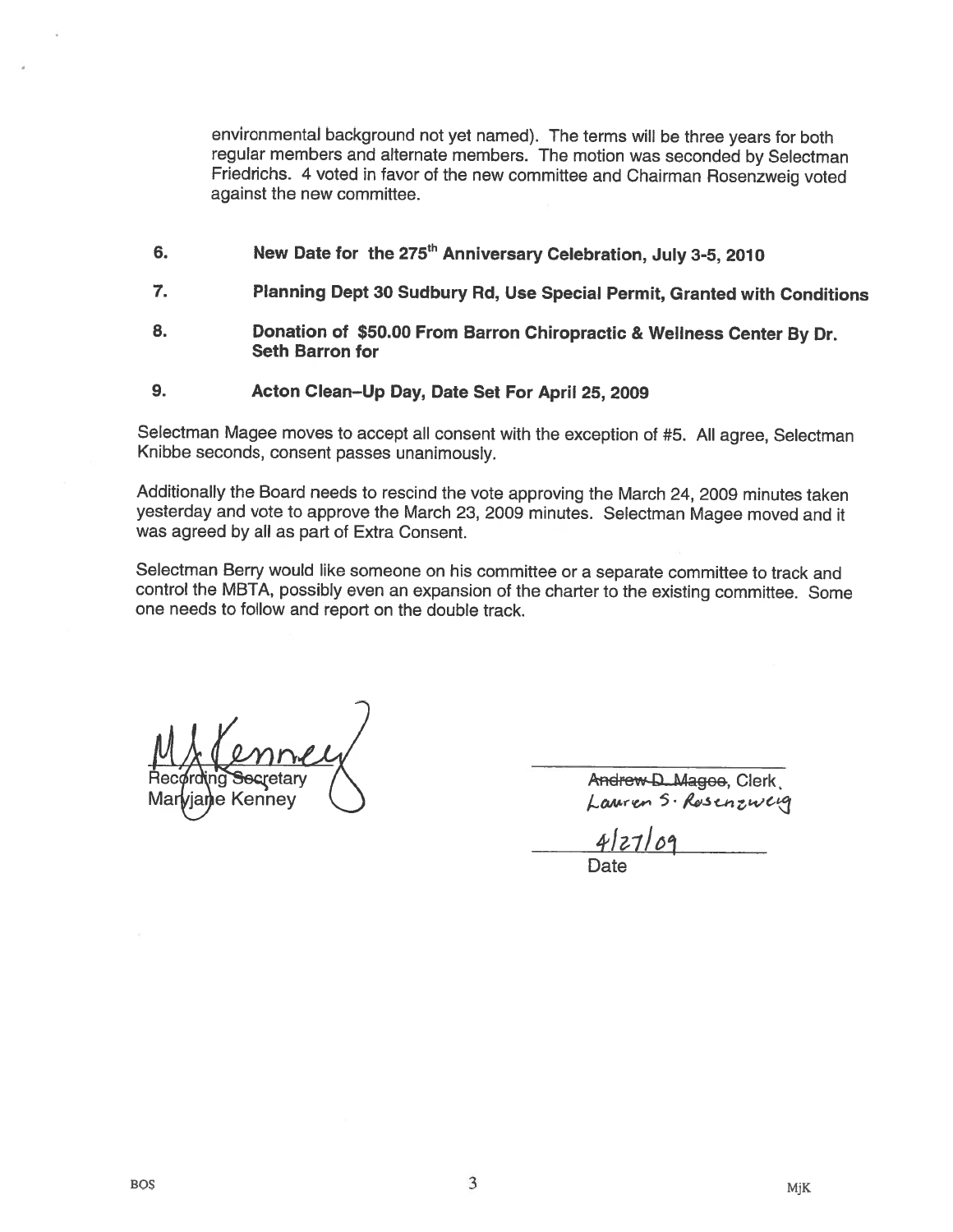environmental background not yet named). The terms will be three years for both regular members and alternate members. The motion was seconded by Selectman Friedrichs. 4 voted in favor of the new committee and Chairman Rosenzweig voted against the new committee.

6. **New Date for the 275th Anniversary Celebration, July 3-5, 2010**

7. **Planning Dept 30 Sudbury Rd, Use Special Permit, Granted with Conditions**

8. **Donation of $50.00 From Barron Chiropractic & Wellness Center By Dr. Seth Barron for**

9. **Acton Clean–Up Day, Date Set For April 25, 2009**

Selectman Magee moves to accept all consent with the exception of #5. All agree, Selectman Knibbe seconds, consent passes unanimously.

Additionally the Board needs to rescind the vote approving the March 24, 2009 minutes taken yesterday and vote to approve the March 23, 2009 minutes. Selectman Magee moved and it was agreed by all as part of Extra Consent.

Selectman Berry would like someone on his committee or a separate committee to track and control the MBTA, possibly even an expansion of the charter to the existing committee. Some one needs to follow and report on the double track.

M J Kenney
Recording Secretary
Maryjane Kenney

~~Andrew D. Magee~~, Clerk,
Lauren S. Rosenzweig

4/27/09
Date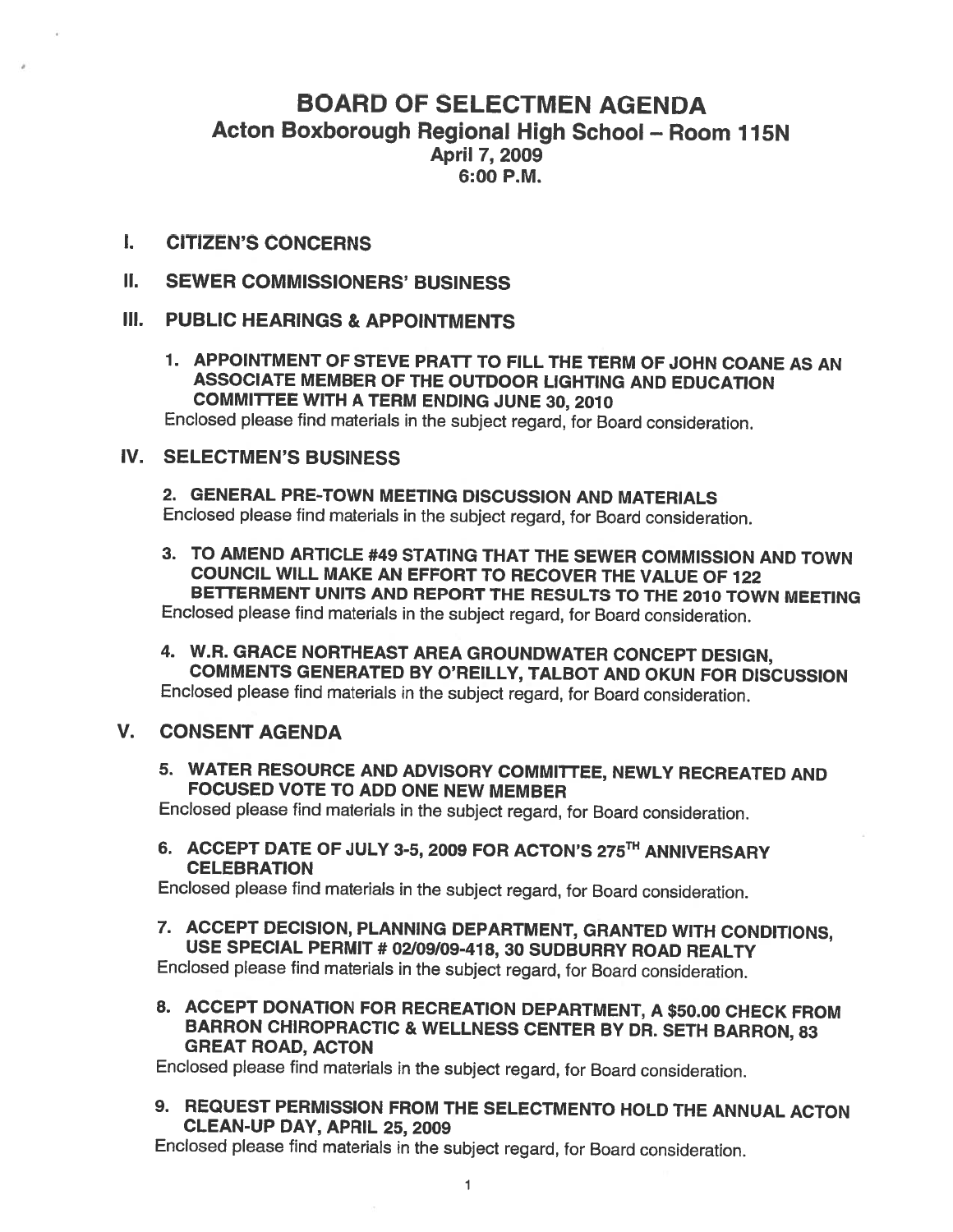# BOARD OF SELECTMEN AGENDA

## Acton Boxborough Regional High School – Room 115N

### April 7, 2009
### 6:00 P.M.

## I. CITIZEN'S CONCERNS

## II. SEWER COMMISSIONERS' BUSINESS

## III. PUBLIC HEARINGS & APPOINTMENTS

1. **APPOINTMENT OF STEVE PRATT TO FILL THE TERM OF JOHN COANE AS AN ASSOCIATE MEMBER OF THE OUTDOOR LIGHTING AND EDUCATION COMMITTEE WITH A TERM ENDING JUNE 30, 2010**
Enclosed please find materials in the subject regard, for Board consideration.

## IV. SELECTMEN'S BUSINESS

2. **GENERAL PRE-TOWN MEETING DISCUSSION AND MATERIALS**
Enclosed please find materials in the subject regard, for Board consideration.

3. **TO AMEND ARTICLE #49 STATING THAT THE SEWER COMMISSION AND TOWN COUNCIL WILL MAKE AN EFFORT TO RECOVER THE VALUE OF 122 BETTERMENT UNITS AND REPORT THE RESULTS TO THE 2010 TOWN MEETING**
Enclosed please find materials in the subject regard, for Board consideration.

4. **W.R. GRACE NORTHEAST AREA GROUNDWATER CONCEPT DESIGN, COMMENTS GENERATED BY O'REILLY, TALBOT AND OKUN FOR DISCUSSION**
Enclosed please find materials in the subject regard, for Board consideration.

## V. CONSENT AGENDA

5. **WATER RESOURCE AND ADVISORY COMMITTEE, NEWLY RECREATED AND FOCUSED VOTE TO ADD ONE NEW MEMBER**
Enclosed please find materials in the subject regard, for Board consideration.

6. **ACCEPT DATE OF JULY 3-5, 2009 FOR ACTON'S 275TH ANNIVERSARY CELEBRATION**
Enclosed please find materials in the subject regard, for Board consideration.

7. **ACCEPT DECISION, PLANNING DEPARTMENT, GRANTED WITH CONDITIONS, USE SPECIAL PERMIT # 02/09/09-418, 30 SUDBURRY ROAD REALTY**
Enclosed please find materials in the subject regard, for Board consideration.

8. **ACCEPT DONATION FOR RECREATION DEPARTMENT, A $50.00 CHECK FROM BARRON CHIROPRACTIC & WELLNESS CENTER BY DR. SETH BARRON, 83 GREAT ROAD, ACTON**
Enclosed please find materials in the subject regard, for Board consideration.

9. **REQUEST PERMISSION FROM THE SELECTMENTO HOLD THE ANNUAL ACTON CLEAN-UP DAY, APRIL 25, 2009**
Enclosed please find materials in the subject regard, for Board consideration.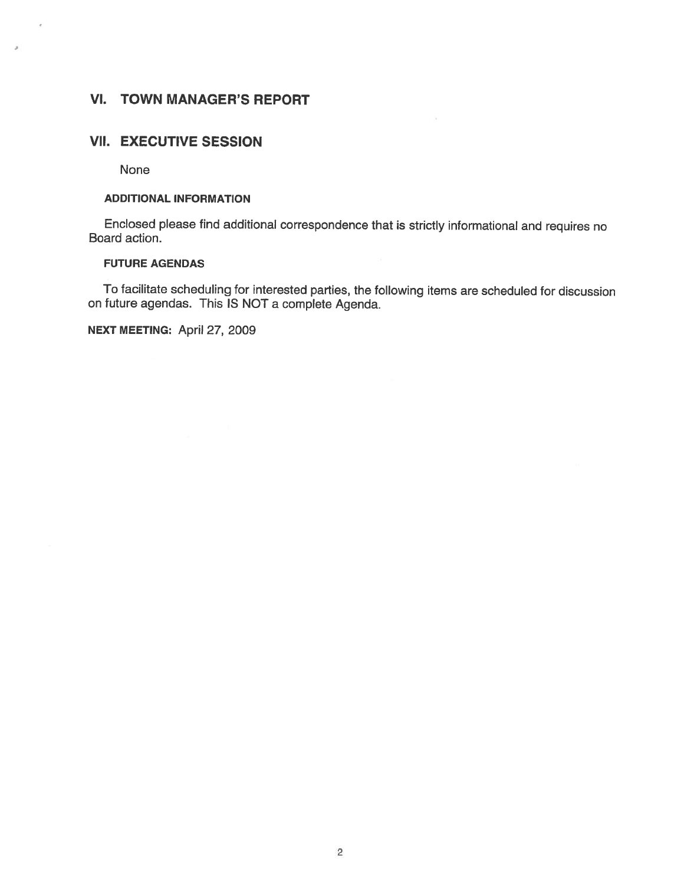## VI. TOWN MANAGER'S REPORT

## VII. EXECUTIVE SESSION

None

**ADDITIONAL INFORMATION**

Enclosed please find additional correspondence that is strictly informational and requires no Board action.

**FUTURE AGENDAS**

To facilitate scheduling for interested parties, the following items are scheduled for discussion on future agendas. This IS NOT a complete Agenda.

**NEXT MEETING:** April 27, 2009